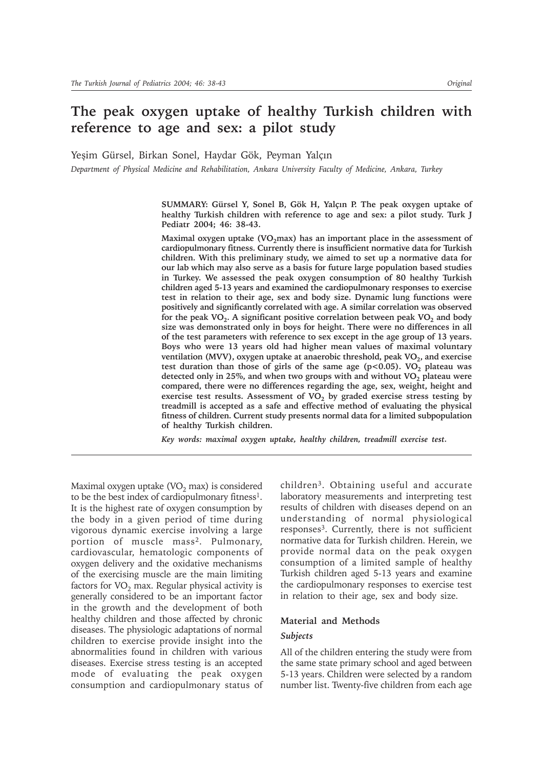# The peak oxygen uptake of healthy Turkish children with reference to age and sex: a pilot study

Yeşim Gürsel, Birkan Sonel, Haydar Gök, Peyman Yalçın

*Department of Physical Medicine and Rehabilitation, Ankara University Faculty of Medicine, Ankara, Turkey*

**SUMMARY: Gürsel Y, Sonel B, Gök H, Yalçın P. The peak oxygen uptake of healthy Turkish children with reference to age and sex: a pilot study. Turk J Pediatr 2004; 46: 38-43.**

**Maximal oxygen uptake ($VO_2$max) has an important place in the assessment of cardiopulmonary fitness. Currently there is insufficient normative data for Turkish children. With this preliminary study, we aimed to set up a normative data for our lab which may also serve as a basis for future large population based studies in Turkey. We assessed the peak oxygen consumption of 80 healthy Turkish children aged 5-13 years and examined the cardiopulmonary responses to exercise test in relation to their age, sex and body size. Dynamic lung functions were positively and significantly correlated with age. A similar correlation was observed for the peak $VO_2$. A significant positive correlation between peak $VO_2$ and body size was demonstrated only in boys for height. There were no differences in all of the test parameters with reference to sex except in the age group of 13 years. Boys who were 13 years old had higher mean values of maximal voluntary ventilation (MVV), oxygen uptake at anaerobic threshold, peak $VO_2$, and exercise test duration than those of girls of the same age ($p<0.05$). $VO_2$ plateau was detected only in 25%, and when two groups with and without $VO_2$ plateau were compared, there were no differences regarding the age, sex, weight, height and exercise test results. Assessment of $VO_2$ by graded exercise stress testing by treadmill is accepted as a safe and effective method of evaluating the physical fitness of children. Current study presents normal data for a limited subpopulation of healthy Turkish children.**

***Key words: maximal oxygen uptake, healthy children, treadmill exercise test.***

Maximal oxygen uptake ($VO_2$ max) is considered to be the best index of cardiopulmonary fitness[1]. It is the highest rate of oxygen consumption by the body in a given period of time during vigorous dynamic exercise involving a large portion of muscle mass[2]. Pulmonary, cardiovascular, hematologic components of oxygen delivery and the oxidative mechanisms of the exercising muscle are the main limiting factors for $VO_2$ max. Regular physical activity is generally considered to be an important factor in the growth and the development of both healthy children and those affected by chronic diseases. The physiologic adaptations of normal children to exercise provide insight into the abnormalities found in children with various diseases. Exercise stress testing is an accepted mode of evaluating the peak oxygen consumption and cardiopulmonary status of children[3]. Obtaining useful and accurate laboratory measurements and interpreting test results of children with diseases depend on an understanding of normal physiological responses[3]. Currently, there is not sufficient normative data for Turkish children. Herein, we provide normal data on the peak oxygen consumption of a limited sample of healthy Turkish children aged 5-13 years and examine the cardiopulmonary responses to exercise test in relation to their age, sex and body size.

## Material and Methods

### *Subjects*

All of the children entering the study were from the same state primary school and aged between 5-13 years. Children were selected by a random number list. Twenty-five children from each age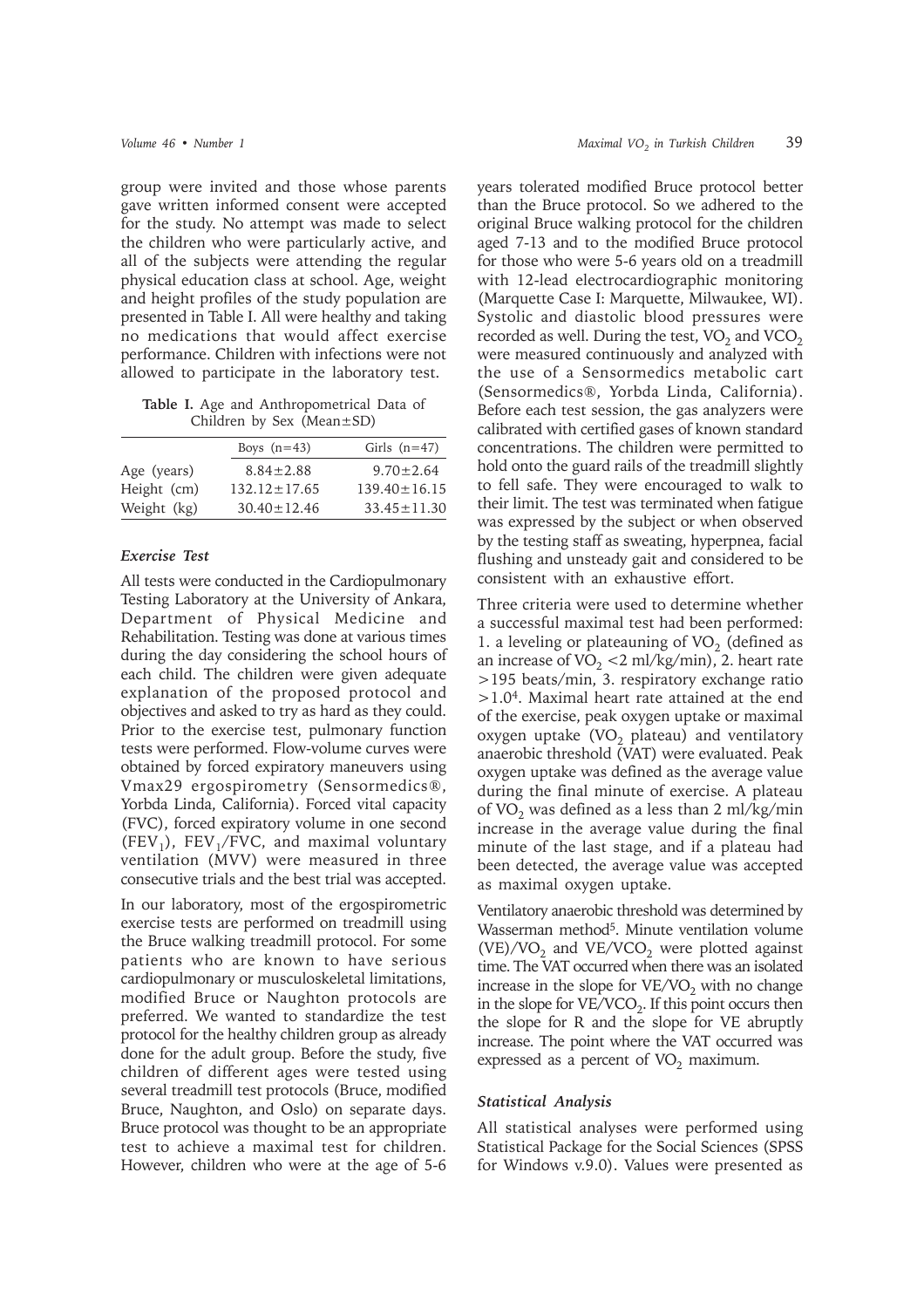group were invited and those whose parents gave written informed consent were accepted for the study. No attempt was made to select the children who were particularly active, and all of the subjects were attending the regular physical education class at school. Age, weight and height profiles of the study population are presented in Table I. All were healthy and taking no medications that would affect exercise performance. Children with infections were not allowed to participate in the laboratory test.

**Table I.** Age and Anthropometrical Data of Children by Sex (Mean±SD)

| | Boys (n=43) | Girls (n=47) |
|---|---|---|
| Age (years) | 8.84±2.88 | 9.70±2.64 |
| Height (cm) | 132.12±17.65 | 139.40±16.15 |
| Weight (kg) | 30.40±12.46 | 33.45±11.30 |

### *Exercise Test*

All tests were conducted in the Cardiopulmonary Testing Laboratory at the University of Ankara, Department of Physical Medicine and Rehabilitation. Testing was done at various times during the day considering the school hours of each child. The children were given adequate explanation of the proposed protocol and objectives and asked to try as hard as they could. Prior to the exercise test, pulmonary function tests were performed. Flow-volume curves were obtained by forced expiratory maneuvers using Vmax29 ergospirometry (Sensormedics®, Yorbda Linda, California). Forced vital capacity (FVC), forced expiratory volume in one second ($FEV_1$), $FEV_1$/FVC, and maximal voluntary ventilation (MVV) were measured in three consecutive trials and the best trial was accepted.

In our laboratory, most of the ergospirometric exercise tests are performed on treadmill using the Bruce walking treadmill protocol. For some patients who are known to have serious cardiopulmonary or musculoskeletal limitations, modified Bruce or Naughton protocols are preferred. We wanted to standardize the test protocol for the healthy children group as already done for the adult group. Before the study, five children of different ages were tested using several treadmill test protocols (Bruce, modified Bruce, Naughton, and Oslo) on separate days. Bruce protocol was thought to be an appropriate test to achieve a maximal test for children. However, children who were at the age of 5-6 years tolerated modified Bruce protocol better than the Bruce protocol. So we adhered to the original Bruce walking protocol for the children aged 7-13 and to the modified Bruce protocol for those who were 5-6 years old on a treadmill with 12-lead electrocardiographic monitoring (Marquette Case I: Marquette, Milwaukee, WI). Systolic and diastolic blood pressures were recorded as well. During the test, $VO_2$ and $VCO_2$ were measured continuously and analyzed with the use of a Sensormedics metabolic cart (Sensormedics®, Yorbda Linda, California). Before each test session, the gas analyzers were calibrated with certified gases of known standard concentrations. The children were permitted to hold onto the guard rails of the treadmill slightly to fell safe. They were encouraged to walk to their limit. The test was terminated when fatigue was expressed by the subject or when observed by the testing staff as sweating, hyperpnea, facial flushing and unsteady gait and considered to be consistent with an exhaustive effort.

Three criteria were used to determine whether a successful maximal test had been performed: 1. a leveling or plateauning of $VO_2$ (defined as an increase of $VO_2$ <2 ml/kg/min), 2. heart rate >195 beats/min, 3. respiratory exchange ratio >1.0[4]. Maximal heart rate attained at the end of the exercise, peak oxygen uptake or maximal oxygen uptake ($VO_2$ plateau) and ventilatory anaerobic threshold (VAT) were evaluated. Peak oxygen uptake was defined as the average value during the final minute of exercise. A plateau of $VO_2$ was defined as a less than 2 ml/kg/min increase in the average value during the final minute of the last stage, and if a plateau had been detected, the average value was accepted as maximal oxygen uptake.

Ventilatory anaerobic threshold was determined by Wasserman method[5]. Minute ventilation volume (VE)/$VO_2$ and VE/$VCO_2$ were plotted against time. The VAT occurred when there was an isolated increase in the slope for VE/$VO_2$ with no change in the slope for VE/$VCO_2$. If this point occurs then the slope for R and the slope for VE abruptly increase. The point where the VAT occurred was expressed as a percent of $VO_2$ maximum.

### *Statistical Analysis*

All statistical analyses were performed using Statistical Package for the Social Sciences (SPSS for Windows v.9.0). Values were presented as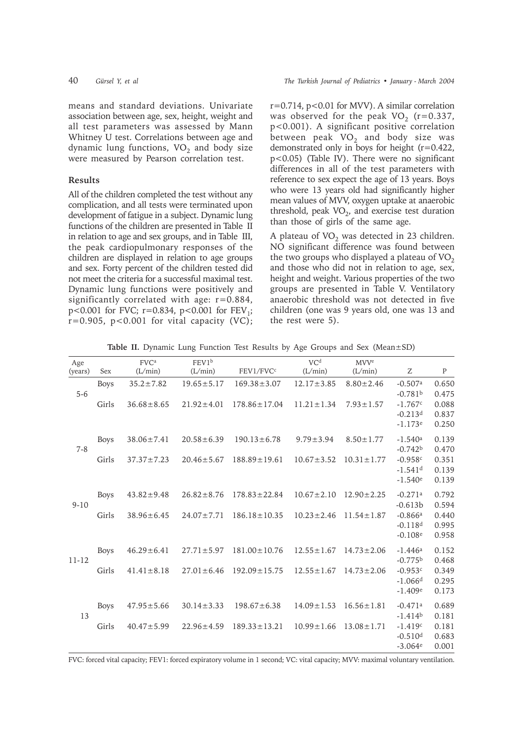means and standard deviations. Univariate association between age, sex, height, weight and all test parameters was assessed by Mann Whitney U test. Correlations between age and dynamic lung functions, $VO_2$ and body size were measured by Pearson correlation test.

## Results

All of the children completed the test without any complication, and all tests were terminated upon development of fatigue in a subject. Dynamic lung functions of the children are presented in Table II in relation to age and sex groups, and in Table III, the peak cardiopulmonary responses of the children are displayed in relation to age groups and sex. Forty percent of the children tested did not meet the criteria for a successful maximal test. Dynamic lung functions were positively and significantly correlated with age: $r=0.884$, $p<0.001$ for FVC; $r=0.834$, $p<0.001$ for $FEV_1$; $r=0.905$, $p<0.001$ for vital capacity (VC); $r=0.714$, $p<0.01$ for MVV). A similar correlation was observed for the peak $VO_2$ ($r=0.337$, $p<0.001$). A significant positive correlation between peak $VO_2$ and body size was demonstrated only in boys for height ($r=0.422$, $p<0.05$) (Table IV). There were no significant differences in all of the test parameters with reference to sex expect the age of 13 years. Boys who were 13 years old had significantly higher mean values of MVV, oxygen uptake at anaerobic threshold, peak $VO_2$, and exercise test duration than those of girls of the same age.

A plateau of $VO_2$ was detected in 23 children. NO significant difference was found between the two groups who displayed a plateau of $VO_2$ and those who did not in relation to age, sex, height and weight. Various properties of the two groups are presented in Table V. Ventilatory anaerobic threshold was not detected in five children (one was 9 years old, one was 13 and the rest were 5).

**Table II.** Dynamic Lung Function Test Results by Age Groups and Sex (Mean±SD)

| Age (years) | Sex | FVC[a] (L/min) | FEV1[b] (L/min) | FEV1/FVC[c] | VC[d] (L/min) | MVV[e] (L/min) | Z | P |
|---|---|---|---|---|---|---|---|---|
| 5-6 | Boys | 35.2±7.82 | 19.65±5.17 | 169.38±3.07 | 12.17±3.85 | 8.80±2.46 | -0.507[a] | 0.650 |
| | | | | | | | -0.781[b] | 0.475 |
| | Girls | 36.68±8.65 | 21.92±4.01 | 178.86±17.04 | 11.21±1.34 | 7.93±1.57 | -1.767[c] | 0.088 |
| | | | | | | | -0.213[d] | 0.837 |
| | | | | | | | -1.173[e] | 0.250 |
| 7-8 | Boys | 38.06±7.41 | 20.58±6.39 | 190.13±6.78 | 9.79±3.94 | 8.50±1.77 | -1.540[a] | 0.139 |
| | | | | | | | -0.742[b] | 0.470 |
| | Girls | 37.37±7.23 | 20.46±5.67 | 188.89±19.61 | 10.67±3.52 | 10.31±1.77 | -0.958[c] | 0.351 |
| | | | | | | | -1.541[d] | 0.139 |
| | | | | | | | -1.540[e] | 0.139 |
| 9-10 | Boys | 43.82±9.48 | 26.82±8.76 | 178.83±22.84 | 10.67±2.10 | 12.90±2.25 | -0.271[a] | 0.792 |
| | | | | | | | -0.613b | 0.594 |
| | Girls | 38.96±6.45 | 24.07±7.71 | 186.18±10.35 | 10.23±2.46 | 11.54±1.87 | -0.866[a] | 0.440 |
| | | | | | | | -0.118[d] | 0.995 |
| | | | | | | | -0.108[e] | 0.958 |
| 11-12 | Boys | 46.29±6.41 | 27.71±5.97 | 181.00±10.76 | 12.55±1.67 | 14.73±2.06 | -1.446[a] | 0.152 |
| | | | | | | | -0.775[b] | 0.468 |
| | Girls | 41.41±8.18 | 27.01±6.46 | 192.09±15.75 | 12.55±1.67 | 14.73±2.06 | -0.953[c] | 0.349 |
| | | | | | | | -1.066[d] | 0.295 |
| | | | | | | | -1.409[e] | 0.173 |
| 13 | Boys | 47.95±5.66 | 30.14±3.33 | 198.67±6.38 | 14.09±1.53 | 16.56±1.81 | -0.471[a] | 0.689 |
| | | | | | | | -1.414[b] | 0.181 |
| | Girls | 40.47±5.99 | 22.96±4.59 | 189.33±13.21 | 10.99±1.66 | 13.08±1.71 | -1.419[c] | 0.181 |
| | | | | | | | -0.510[d] | 0.683 |
| | | | | | | | -3.064[e] | 0.001 |

FVC: forced vital capacity; FEV1: forced expiratory volume in 1 second; VC: vital capacity; MVV: maximal voluntary ventilation.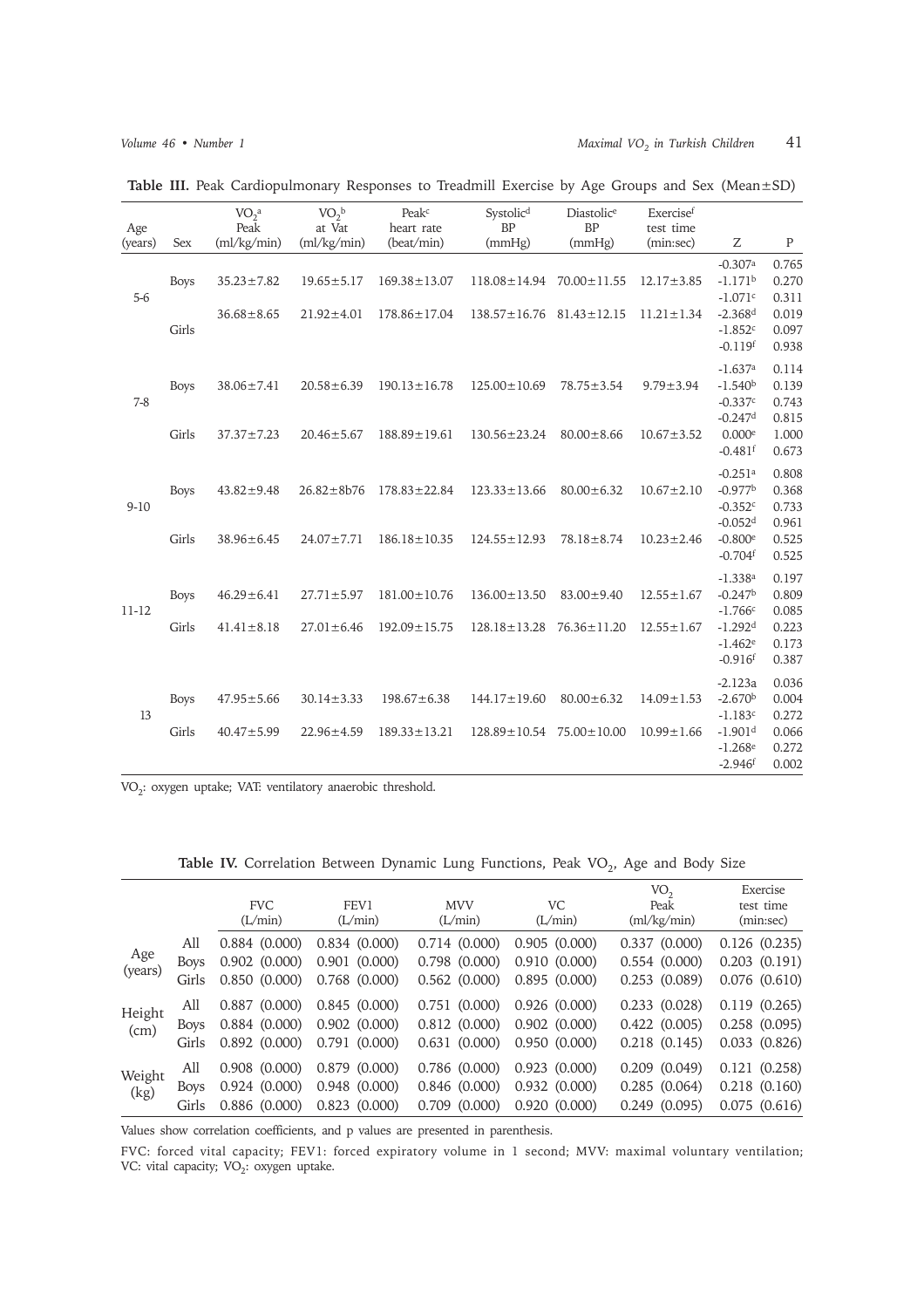**Table III.** Peak Cardiopulmonary Responses to Treadmill Exercise by Age Groups and Sex (Mean±SD)

| Age (years) | Sex | $VO_2$[a] Peak (ml/kg/min) | $VO_2$[b] at Vat (ml/kg/min) | Peak[c] heart rate (beat/min) | Systolic[d] BP (mmHg) | Diastolic[e] BP (mmHg) | Exercise[f] test time (min:sec) | Z | P |
|---|---|---|---|---|---|---|---|---|---|
| 5-6 | Boys | 35.23±7.82 | 19.65±5.17 | 169.38±13.07 | 118.08±14.94 | 70.00±11.55 | 12.17±3.85 | -0.307[a] | 0.765 |
| | | | | | | | | -1.171[b] | 0.270 |
| | | | | | | | | -1.071[c] | 0.311 |
| | Girls | 36.68±8.65 | 21.92±4.01 | 178.86±17.04 | 138.57±16.76 | 81.43±12.15 | 11.21±1.34 | -2.368[d] | 0.019 |
| | | | | | | | | -1.852[e] | 0.097 |
| | | | | | | | | -0.119[f] | 0.938 |
| 7-8 | Boys | 38.06±7.41 | 20.58±6.39 | 190.13±16.78 | 125.00±10.69 | 78.75±3.54 | 9.79±3.94 | -1.637[a] | 0.114 |
| | | | | | | | | -1.540[b] | 0.139 |
| | | | | | | | | -0.337[c] | 0.743 |
| | Girls | 37.37±7.23 | 20.46±5.67 | 188.89±19.61 | 130.56±23.24 | 80.00±8.66 | 10.67±3.52 | -0.247[d] | 0.815 |
| | | | | | | | | 0.000[e] | 1.000 |
| | | | | | | | | -0.481[f] | 0.673 |
| 9-10 | Boys | 43.82±9.48 | 26.82±8b76 | 178.83±22.84 | 123.33±13.66 | 80.00±6.32 | 10.67±2.10 | -0.251[a] | 0.808 |
| | | | | | | | | -0.977[b] | 0.368 |
| | | | | | | | | -0.352[c] | 0.733 |
| | Girls | 38.96±6.45 | 24.07±7.71 | 186.18±10.35 | 124.55±12.93 | 78.18±8.74 | 10.23±2.46 | -0.052[d] | 0.961 |
| | | | | | | | | -0.800[e] | 0.525 |
| | | | | | | | | -0.704[f] | 0.525 |
| 11-12 | Boys | 46.29±6.41 | 27.71±5.97 | 181.00±10.76 | 136.00±13.50 | 83.00±9.40 | 12.55±1.67 | -1.338[a] | 0.197 |
| | | | | | | | | -0.247[b] | 0.809 |
| | Girls | 41.41±8.18 | 27.01±6.46 | 192.09±15.75 | 128.18±13.28 | 76.36±11.20 | 12.55±1.67 | -1.766[c] | 0.085 |
| | | | | | | | | -1.292[d] | 0.223 |
| | | | | | | | | -1.462[e] | 0.173 |
| | | | | | | | | -0.916[f] | 0.387 |
| 13 | Boys | 47.95±5.66 | 30.14±3.33 | 198.67±6.38 | 144.17±19.60 | 80.00±6.32 | 14.09±1.53 | -2.123a | 0.036 |
| | | | | | | | | -2.670[b] | 0.004 |
| | Girls | 40.47±5.99 | 22.96±4.59 | 189.33±13.21 | 128.89±10.54 | 75.00±10.00 | 10.99±1.66 | -1.183[c] | 0.272 |
| | | | | | | | | -1.901[d] | 0.066 |
| | | | | | | | | -1.268[e] | 0.272 |
| | | | | | | | | -2.946[f] | 0.002 |

$VO_2$: oxygen uptake; VAT: ventilatory anaerobic threshold.

**Table IV.** Correlation Between Dynamic Lung Functions, Peak $VO_2$, Age and Body Size

| | | FVC (L/min) | FEV1 (L/min) | MVV (L/min) | VC (L/min) | $VO_2$ Peak (ml/kg/min) | Exercise test time (min:sec) |
|---|---|---|---|---|---|---|---|
| Age (years) | All | 0.884 (0.000) | 0.834 (0.000) | 0.714 (0.000) | 0.905 (0.000) | 0.337 (0.000) | 0.126 (0.235) |
| | Boys | 0.902 (0.000) | 0.901 (0.000) | 0.798 (0.000) | 0.910 (0.000) | 0.554 (0.000) | 0.203 (0.191) |
| | Girls | 0.850 (0.000) | 0.768 (0.000) | 0.562 (0.000) | 0.895 (0.000) | 0.253 (0.089) | 0.076 (0.610) |
| Height (cm) | All | 0.887 (0.000) | 0.845 (0.000) | 0.751 (0.000) | 0.926 (0.000) | 0.233 (0.028) | 0.119 (0.265) |
| | Boys | 0.884 (0.000) | 0.902 (0.000) | 0.812 (0.000) | 0.902 (0.000) | 0.422 (0.005) | 0.258 (0.095) |
| | Girls | 0.892 (0.000) | 0.791 (0.000) | 0.631 (0.000) | 0.950 (0.000) | 0.218 (0.145) | 0.033 (0.826) |
| Weight (kg) | All | 0.908 (0.000) | 0.879 (0.000) | 0.786 (0.000) | 0.923 (0.000) | 0.209 (0.049) | 0.121 (0.258) |
| | Boys | 0.924 (0.000) | 0.948 (0.000) | 0.846 (0.000) | 0.932 (0.000) | 0.285 (0.064) | 0.218 (0.160) |
| | Girls | 0.886 (0.000) | 0.823 (0.000) | 0.709 (0.000) | 0.920 (0.000) | 0.249 (0.095) | 0.075 (0.616) |

Values show correlation coefficients, and p values are presented in parenthesis.

FVC: forced vital capacity; FEV1: forced expiratory volume in 1 second; MVV: maximal voluntary ventilation; VC: vital capacity; $VO_2$: oxygen uptake.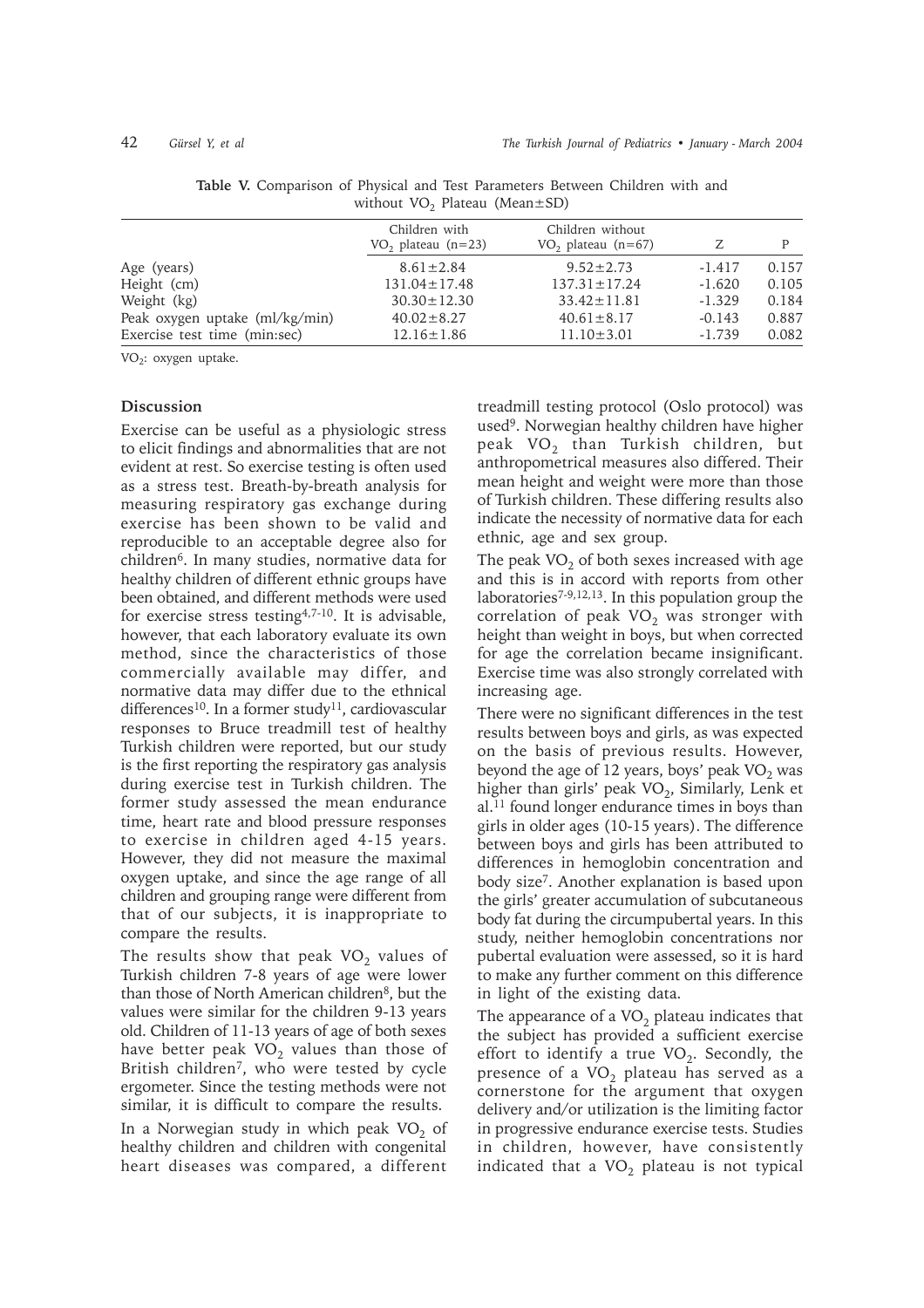**Table V.** Comparison of Physical and Test Parameters Between Children with and without $VO_2$ Plateau (Mean±SD)

| | Children with $VO_2$ plateau (n=23) | Children without $VO_2$ plateau (n=67) | Z | P |
|---|---|---|---|---|
| Age (years) | 8.61±2.84 | 9.52±2.73 | -1.417 | 0.157 |
| Height (cm) | 131.04±17.48 | 137.31±17.24 | -1.620 | 0.105 |
| Weight (kg) | 30.30±12.30 | 33.42±11.81 | -1.329 | 0.184 |
| Peak oxygen uptake (ml/kg/min) | 40.02±8.27 | 40.61±8.17 | -0.143 | 0.887 |
| Exercise test time (min:sec) | 12.16±1.86 | 11.10±3.01 | -1.739 | 0.082 |

$VO_2$: oxygen uptake.

## Discussion

Exercise can be useful as a physiologic stress to elicit findings and abnormalities that are not evident at rest. So exercise testing is often used as a stress test. Breath-by-breath analysis for measuring respiratory gas exchange during exercise has been shown to be valid and reproducible to an acceptable degree also for children[6]. In many studies, normative data for healthy children of different ethnic groups have been obtained, and different methods were used for exercise stress testing[4,7-10]. It is advisable, however, that each laboratory evaluate its own method, since the characteristics of those commercially available may differ, and normative data may differ due to the ethnical differences[10]. In a former study[11], cardiovascular responses to Bruce treadmill test of healthy Turkish children were reported, but our study is the first reporting the respiratory gas analysis during exercise test in Turkish children. The former study assessed the mean endurance time, heart rate and blood pressure responses to exercise in children aged 4-15 years. However, they did not measure the maximal oxygen uptake, and since the age range of all children and grouping range were different from that of our subjects, it is inappropriate to compare the results.

The results show that peak $VO_2$ values of Turkish children 7-8 years of age were lower than those of North American children[8], but the values were similar for the children 9-13 years old. Children of 11-13 years of age of both sexes have better peak $VO_2$ values than those of British children[7], who were tested by cycle ergometer. Since the testing methods were not similar, it is difficult to compare the results.

In a Norwegian study in which peak $VO_2$ of healthy children and children with congenital heart diseases was compared, a different treadmill testing protocol (Oslo protocol) was used[9]. Norwegian healthy children have higher peak $VO_2$ than Turkish children, but anthropometrical measures also differed. Their mean height and weight were more than those of Turkish children. These differing results also indicate the necessity of normative data for each ethnic, age and sex group.

The peak $VO_2$ of both sexes increased with age and this is in accord with reports from other laboratories[7-9,12,13]. In this population group the correlation of peak $VO_2$ was stronger with height than weight in boys, but when corrected for age the correlation became insignificant. Exercise time was also strongly correlated with increasing age.

There were no significant differences in the test results between boys and girls, as was expected on the basis of previous results. However, beyond the age of 12 years, boys' peak $VO_2$ was higher than girls' peak $VO_2$, Similarly, Lenk et al.[11] found longer endurance times in boys than girls in older ages (10-15 years). The difference between boys and girls has been attributed to differences in hemoglobin concentration and body size[7]. Another explanation is based upon the girls' greater accumulation of subcutaneous body fat during the circumpubertal years. In this study, neither hemoglobin concentrations nor pubertal evaluation were assessed, so it is hard to make any further comment on this difference in light of the existing data.

The appearance of a $VO_2$ plateau indicates that the subject has provided a sufficient exercise effort to identify a true $VO_2$. Secondly, the presence of a $VO_2$ plateau has served as a cornerstone for the argument that oxygen delivery and/or utilization is the limiting factor in progressive endurance exercise tests. Studies in children, however, have consistently indicated that a $VO_2$ plateau is not typical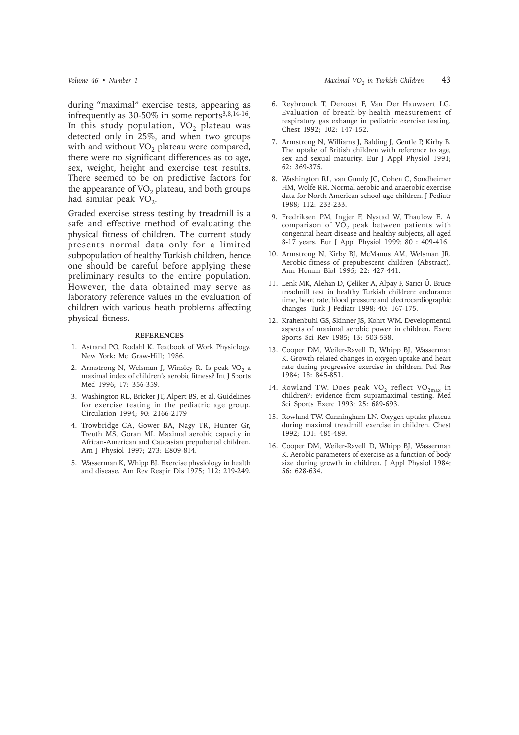during "maximal" exercise tests, appearing as infrequently as 30-50% in some reports[3,8,14-16]. In this study population, $VO_2$ plateau was detected only in 25%, and when two groups with and without $VO_2$ plateau were compared, there were no significant differences as to age, sex, weight, height and exercise test results. There seemed to be on predictive factors for the appearance of $VO_2$ plateau, and both groups had similar peak $VO_2$.

Graded exercise stress testing by treadmill is a safe and effective method of evaluating the physical fitness of children. The current study presents normal data only for a limited subpopulation of healthy Turkish children, hence one should be careful before applying these preliminary results to the entire population. However, the data obtained may serve as laboratory reference values in the evaluation of children with various heath problems affecting physical fitness.

## REFERENCES

1. Astrand PO, Rodahl K. Textbook of Work Physiology. New York: Mc Graw-Hill; 1986.
2. Armstrong N, Welsman J, Winsley R. Is peak $VO_2$ a maximal index of children's aerobic fitness? Int J Sports Med 1996; 17: 356-359.
3. Washington RL, Bricker JT, Alpert BS, et al. Guidelines for exercise testing in the pediatric age group. Circulation 1994; 90: 2166-2179
4. Trowbridge CA, Gower BA, Nagy TR, Hunter Gr, Treuth MS, Goran MI. Maximal aerobic capacity in African-American and Caucasian prepubertal children. Am J Physiol 1997; 273: E809-814.
5. Wasserman K, Whipp BJ. Exercise physiology in health and disease. Am Rev Respir Dis 1975; 112: 219-249.
6. Reybrouck T, Deroost F, Van Der Hauwaert LG. Evaluation of breath-by-health measurement of respiratory gas exhange in pediatric exercise testing. Chest 1992; 102: 147-152.
7. Armstrong N, Williams J, Balding J, Gentle P, Kirby B. The uptake of British children with reference to age, sex and sexual maturity. Eur J Appl Physiol 1991; 62: 369-375.
8. Washington RL, van Gundy JC, Cohen C, Sondheimer HM, Wolfe RR. Normal aerobic and anaerobic exercise data for North American school-age children. J Pediatr 1988; 112: 233-233.
9. Fredriksen PM, Ingjer F, Nystad W, Thaulow E. A comparison of $VO_2$ peak between patients with congenital heart disease and healthy subjects, all aged 8-17 years. Eur J Appl Physiol 1999; 80 : 409-416.
10. Armstrong N, Kirby BJ, McManus AM, Welsman JR. Aerobic fitness of prepubescent children (Abstract). Ann Humm Biol 1995; 22: 427-441.
11. Lenk MK, Alehan D, Çeliker A, Alpay F, Sarıcı Ü. Bruce treadmill test in healthy Turkish children: endurance time, heart rate, blood pressure and electrocardiographic changes. Turk J Pediatr 1998; 40: 167-175.
12. Krahenbuhl GS, Skinner JS, Kohrt WM. Developmental aspects of maximal aerobic power in children. Exerc Sports Sci Rev 1985; 13: 503-538.
13. Cooper DM, Weiler-Ravell D, Whipp BJ, Wasserman K. Growth-related changes in oxygen uptake and heart rate during progressive exercise in children. Ped Res 1984; 18: 845-851.
14. Rowland TW. Does peak $VO_2$ reflect $VO_{2max}$ in children?: evidence from supramaximal testing. Med Sci Sports Exerc 1993; 25: 689-693.
15. Rowland TW. Cunningham LN. Oxygen uptake plateau during maximal treadmill exercise in children. Chest 1992; 101: 485-489.
16. Cooper DM, Weiler-Ravell D, Whipp BJ, Wasserman K. Aerobic parameters of exercise as a function of body size during growth in children. J Appl Physiol 1984; 56: 628-634.